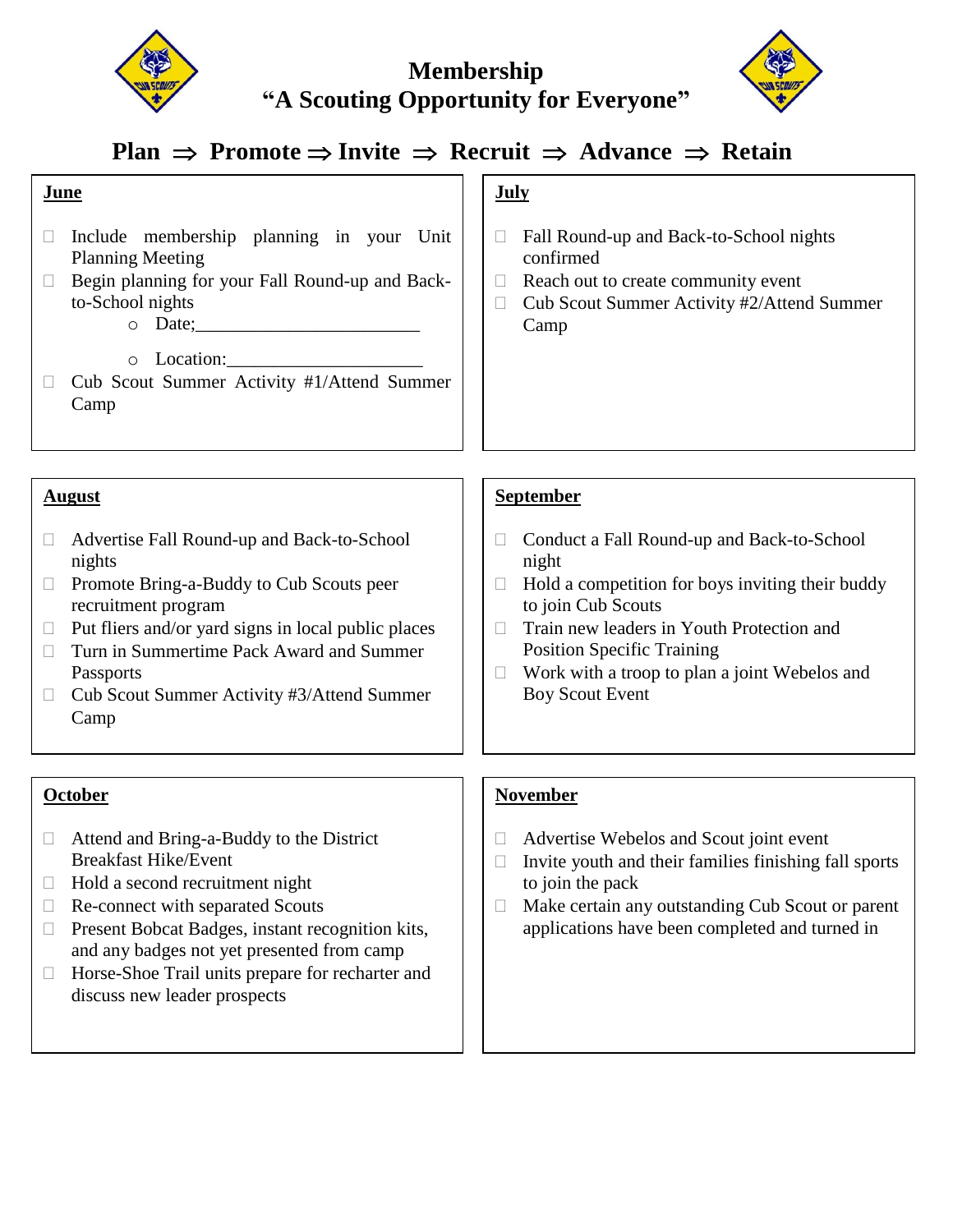# Membership

## "A Scouting Opportunity for Everyone"

**Plan ⇒ Promote ⇒ Invite ⇒ Recruit ⇒ Advance ⇒ Retain**

### June

- ☐ Include membership planning in your Unit Planning Meeting
- ☐ Begin planning for your Fall Round-up and Back-to-School nights
    - Date;________________________
    - Location:____________________
- ☐ Cub Scout Summer Activity #1/Attend Summer Camp

### July

- ☐ Fall Round-up and Back-to-School nights confirmed
- ☐ Reach out to create community event
- ☐ Cub Scout Summer Activity #2/Attend Summer Camp

### August

- ☐ Advertise Fall Round-up and Back-to-School nights
- ☐ Promote Bring-a-Buddy to Cub Scouts peer recruitment program
- ☐ Put fliers and/or yard signs in local public places
- ☐ Turn in Summertime Pack Award and Summer Passports
- ☐ Cub Scout Summer Activity #3/Attend Summer Camp

### September

- ☐ Conduct a Fall Round-up and Back-to-School night
- ☐ Hold a competition for boys inviting their buddy to join Cub Scouts
- ☐ Train new leaders in Youth Protection and Position Specific Training
- ☐ Work with a troop to plan a joint Webelos and Boy Scout Event

### October

- ☐ Attend and Bring-a-Buddy to the District Breakfast Hike/Event
- ☐ Hold a second recruitment night
- ☐ Re-connect with separated Scouts
- ☐ Present Bobcat Badges, instant recognition kits, and any badges not yet presented from camp
- ☐ Horse-Shoe Trail units prepare for recharter and discuss new leader prospects

### November

- ☐ Advertise Webelos and Scout joint event
- ☐ Invite youth and their families finishing fall sports to join the pack
- ☐ Make certain any outstanding Cub Scout or parent applications have been completed and turned in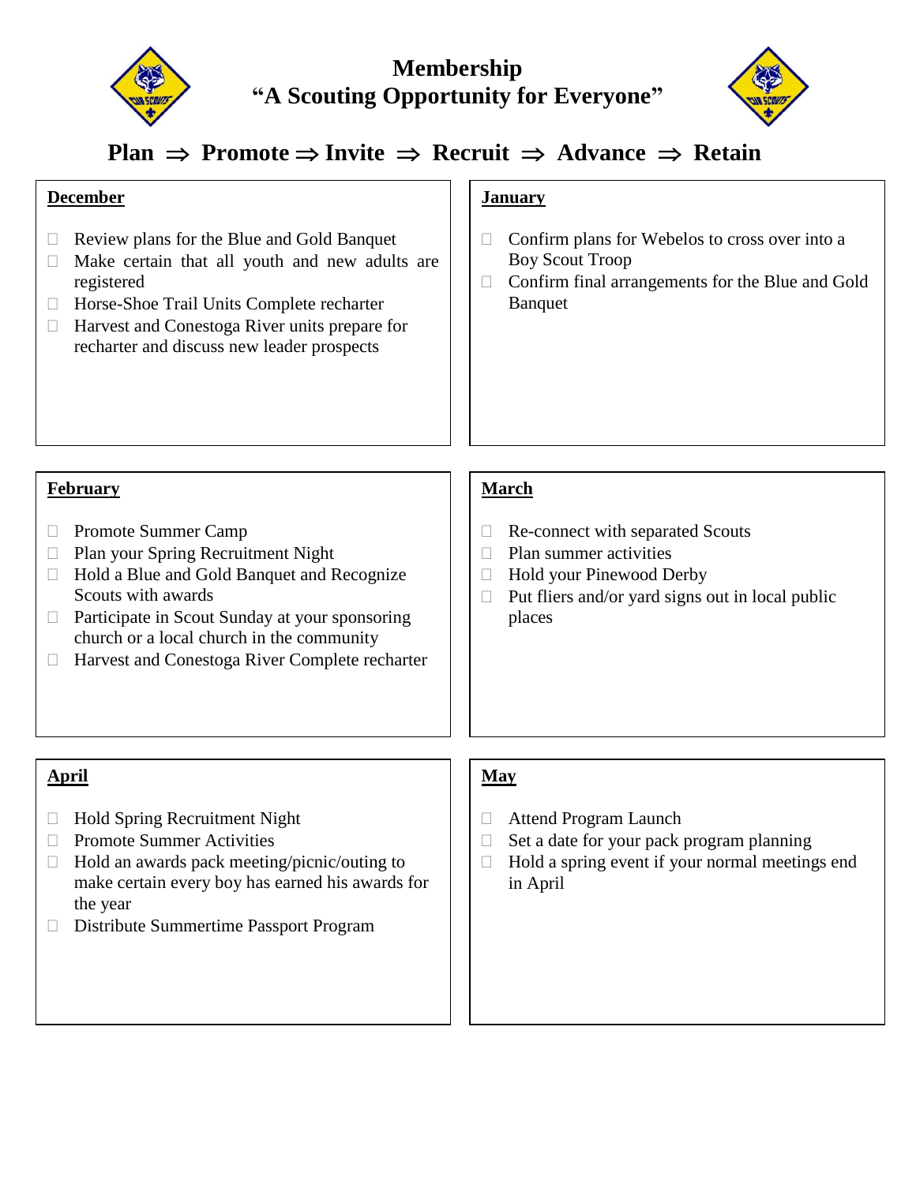# Membership
## "A Scouting Opportunity for Everyone"

**Plan ⇒ Promote ⇒ Invite ⇒ Recruit ⇒ Advance ⇒ Retain**

**December**

- ☐ Review plans for the Blue and Gold Banquet
- ☐ Make certain that all youth and new adults are registered
- ☐ Horse-Shoe Trail Units Complete recharter
- ☐ Harvest and Conestoga River units prepare for recharter and discuss new leader prospects

**January**

- ☐ Confirm plans for Webelos to cross over into a Boy Scout Troop
- ☐ Confirm final arrangements for the Blue and Gold Banquet

**February**

- ☐ Promote Summer Camp
- ☐ Plan your Spring Recruitment Night
- ☐ Hold a Blue and Gold Banquet and Recognize Scouts with awards
- ☐ Participate in Scout Sunday at your sponsoring church or a local church in the community
- ☐ Harvest and Conestoga River Complete recharter

**March**

- ☐ Re-connect with separated Scouts
- ☐ Plan summer activities
- ☐ Hold your Pinewood Derby
- ☐ Put fliers and/or yard signs out in local public places

**April**

- ☐ Hold Spring Recruitment Night
- ☐ Promote Summer Activities
- ☐ Hold an awards pack meeting/picnic/outing to make certain every boy has earned his awards for the year
- ☐ Distribute Summertime Passport Program

**May**

- ☐ Attend Program Launch
- ☐ Set a date for your pack program planning
- ☐ Hold a spring event if your normal meetings end in April